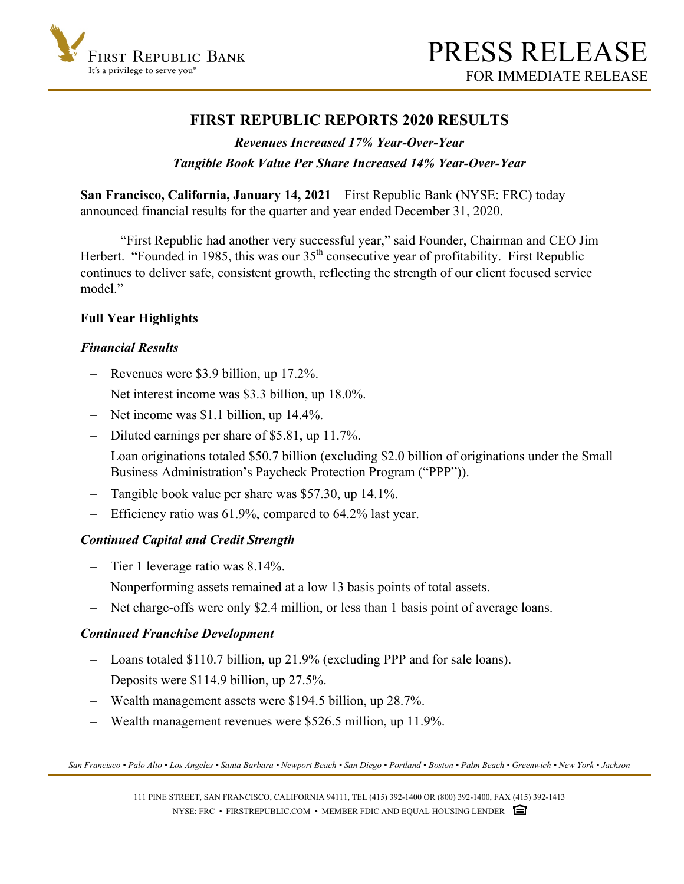# FIRST REPUBLIC REPORTS 2020 RESULTS

***Revenues Increased 17% Year-Over-Year***

***Tangible Book Value Per Share Increased 14% Year-Over-Year***

**San Francisco, California, January 14, 2021** – First Republic Bank (NYSE: FRC) today announced financial results for the quarter and year ended December 31, 2020.

"First Republic had another very successful year," said Founder, Chairman and CEO Jim Herbert. "Founded in 1985, this was our 35th consecutive year of profitability. First Republic continues to deliver safe, consistent growth, reflecting the strength of our client focused service model."

## Full Year Highlights

### *Financial Results*

- Revenues were $3.9 billion, up 17.2%.
- Net interest income was $3.3 billion, up 18.0%.
- Net income was $1.1 billion, up 14.4%.
- Diluted earnings per share of $5.81, up 11.7%.
- Loan originations totaled $50.7 billion (excluding $2.0 billion of originations under the Small Business Administration's Paycheck Protection Program ("PPP")).
- Tangible book value per share was $57.30, up 14.1%.
- Efficiency ratio was 61.9%, compared to 64.2% last year.

### *Continued Capital and Credit Strength*

- Tier 1 leverage ratio was 8.14%.
- Nonperforming assets remained at a low 13 basis points of total assets.
- Net charge-offs were only $2.4 million, or less than 1 basis point of average loans.

### *Continued Franchise Development*

- Loans totaled $110.7 billion, up 21.9% (excluding PPP and for sale loans).
- Deposits were $114.9 billion, up 27.5%.
- Wealth management assets were $194.5 billion, up 28.7%.
- Wealth management revenues were $526.5 million, up 11.9%.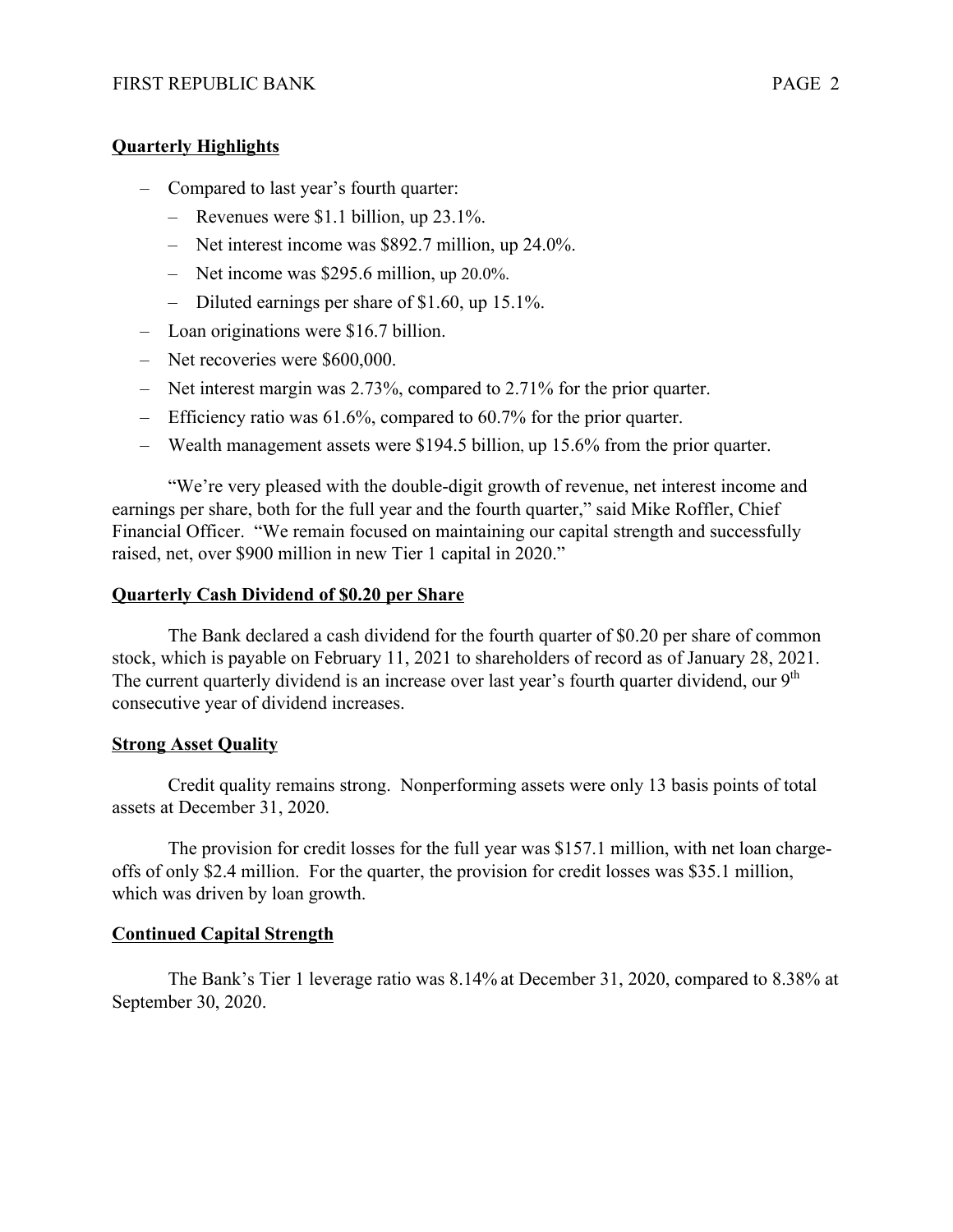## Quarterly Highlights

- Compared to last year's fourth quarter:
  - Revenues were $1.1 billion, up 23.1%.
  - Net interest income was $892.7 million, up 24.0%.
  - Net income was $295.6 million, up 20.0%.
  - Diluted earnings per share of $1.60, up 15.1%.
- Loan originations were $16.7 billion.
- Net recoveries were $600,000.
- Net interest margin was 2.73%, compared to 2.71% for the prior quarter.
- Efficiency ratio was 61.6%, compared to 60.7% for the prior quarter.
- Wealth management assets were $194.5 billion, up 15.6% from the prior quarter.

"We're very pleased with the double-digit growth of revenue, net interest income and earnings per share, both for the full year and the fourth quarter," said Mike Roffler, Chief Financial Officer. "We remain focused on maintaining our capital strength and successfully raised, net, over $900 million in new Tier 1 capital in 2020."

## Quarterly Cash Dividend of $0.20 per Share

The Bank declared a cash dividend for the fourth quarter of $0.20 per share of common stock, which is payable on February 11, 2021 to shareholders of record as of January 28, 2021. The current quarterly dividend is an increase over last year's fourth quarter dividend, our 9th consecutive year of dividend increases.

## Strong Asset Quality

Credit quality remains strong. Nonperforming assets were only 13 basis points of total assets at December 31, 2020.

The provision for credit losses for the full year was $157.1 million, with net loan charge-offs of only $2.4 million. For the quarter, the provision for credit losses was $35.1 million, which was driven by loan growth.

## Continued Capital Strength

The Bank's Tier 1 leverage ratio was 8.14% at December 31, 2020, compared to 8.38% at September 30, 2020.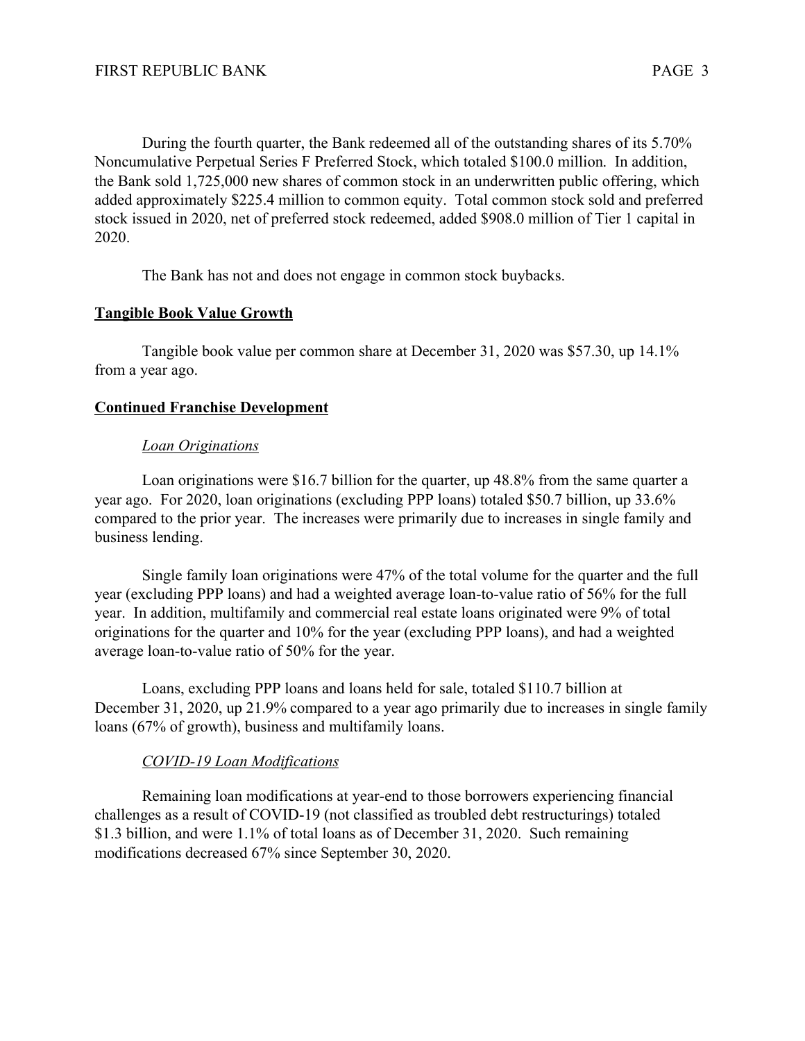During the fourth quarter, the Bank redeemed all of the outstanding shares of its 5.70% Noncumulative Perpetual Series F Preferred Stock, which totaled $100.0 million. In addition, the Bank sold 1,725,000 new shares of common stock in an underwritten public offering, which added approximately $225.4 million to common equity. Total common stock sold and preferred stock issued in 2020, net of preferred stock redeemed, added $908.0 million of Tier 1 capital in 2020.

The Bank has not and does not engage in common stock buybacks.

## Tangible Book Value Growth

Tangible book value per common share at December 31, 2020 was $57.30, up 14.1% from a year ago.

## Continued Franchise Development

### *Loan Originations*

Loan originations were $16.7 billion for the quarter, up 48.8% from the same quarter a year ago. For 2020, loan originations (excluding PPP loans) totaled $50.7 billion, up 33.6% compared to the prior year. The increases were primarily due to increases in single family and business lending.

Single family loan originations were 47% of the total volume for the quarter and the full year (excluding PPP loans) and had a weighted average loan-to-value ratio of 56% for the full year. In addition, multifamily and commercial real estate loans originated were 9% of total originations for the quarter and 10% for the year (excluding PPP loans), and had a weighted average loan-to-value ratio of 50% for the year.

Loans, excluding PPP loans and loans held for sale, totaled $110.7 billion at December 31, 2020, up 21.9% compared to a year ago primarily due to increases in single family loans (67% of growth), business and multifamily loans.

### *COVID-19 Loan Modifications*

Remaining loan modifications at year-end to those borrowers experiencing financial challenges as a result of COVID-19 (not classified as troubled debt restructurings) totaled $1.3 billion, and were 1.1% of total loans as of December 31, 2020. Such remaining modifications decreased 67% since September 30, 2020.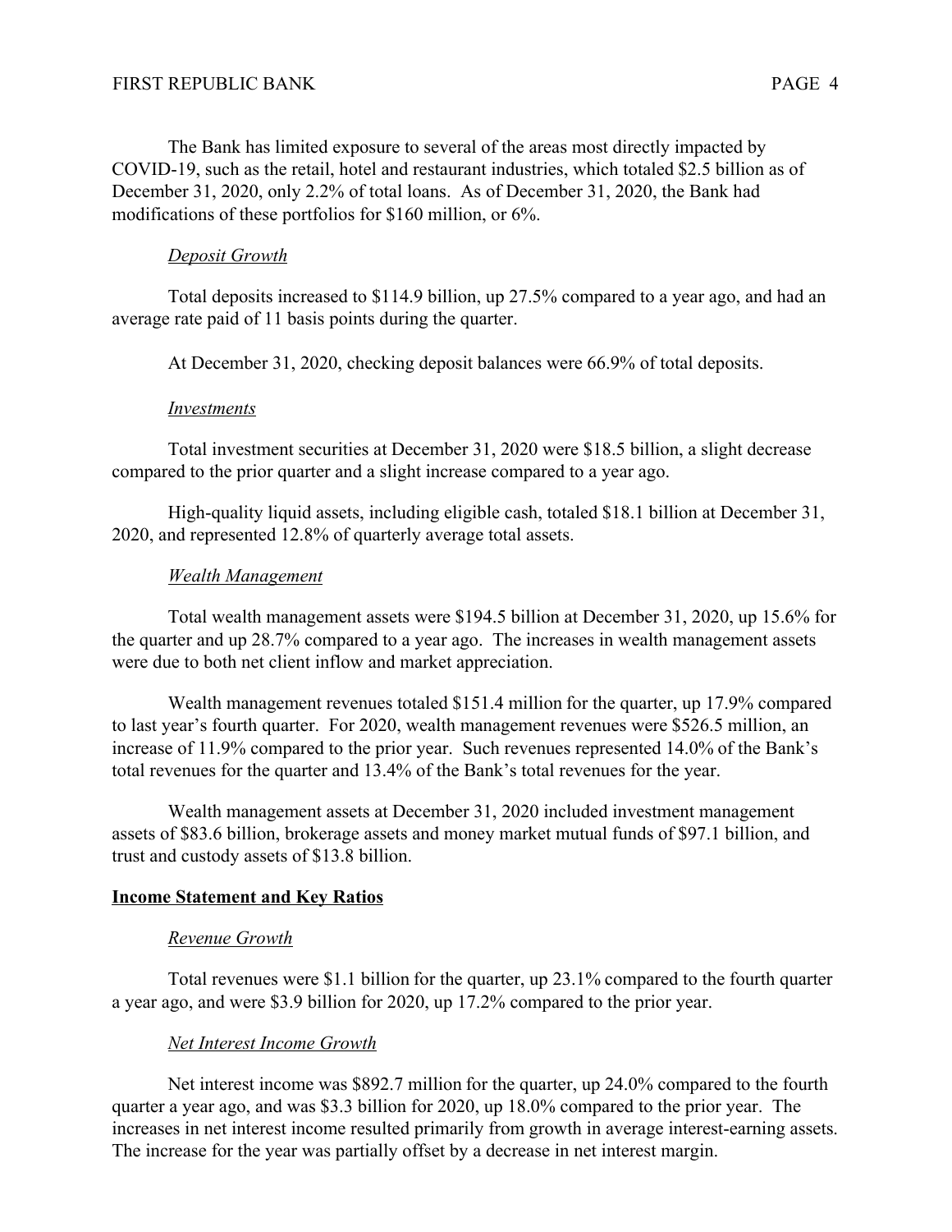The Bank has limited exposure to several of the areas most directly impacted by COVID-19, such as the retail, hotel and restaurant industries, which totaled $2.5 billion as of December 31, 2020, only 2.2% of total loans. As of December 31, 2020, the Bank had modifications of these portfolios for $160 million, or 6%.

*Deposit Growth*

Total deposits increased to $114.9 billion, up 27.5% compared to a year ago, and had an average rate paid of 11 basis points during the quarter.

At December 31, 2020, checking deposit balances were 66.9% of total deposits.

*Investments*

Total investment securities at December 31, 2020 were $18.5 billion, a slight decrease compared to the prior quarter and a slight increase compared to a year ago.

High-quality liquid assets, including eligible cash, totaled $18.1 billion at December 31, 2020, and represented 12.8% of quarterly average total assets.

*Wealth Management*

Total wealth management assets were $194.5 billion at December 31, 2020, up 15.6% for the quarter and up 28.7% compared to a year ago. The increases in wealth management assets were due to both net client inflow and market appreciation.

Wealth management revenues totaled $151.4 million for the quarter, up 17.9% compared to last year's fourth quarter. For 2020, wealth management revenues were $526.5 million, an increase of 11.9% compared to the prior year. Such revenues represented 14.0% of the Bank's total revenues for the quarter and 13.4% of the Bank's total revenues for the year.

Wealth management assets at December 31, 2020 included investment management assets of $83.6 billion, brokerage assets and money market mutual funds of $97.1 billion, and trust and custody assets of $13.8 billion.

**Income Statement and Key Ratios**

*Revenue Growth*

Total revenues were $1.1 billion for the quarter, up 23.1% compared to the fourth quarter a year ago, and were $3.9 billion for 2020, up 17.2% compared to the prior year.

*Net Interest Income Growth*

Net interest income was $892.7 million for the quarter, up 24.0% compared to the fourth quarter a year ago, and was $3.3 billion for 2020, up 18.0% compared to the prior year. The increases in net interest income resulted primarily from growth in average interest-earning assets. The increase for the year was partially offset by a decrease in net interest margin.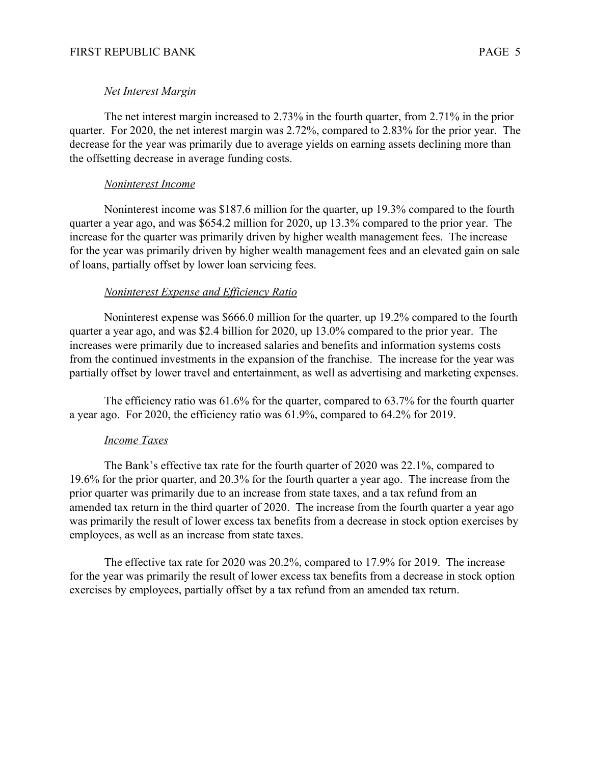*Net Interest Margin*

The net interest margin increased to 2.73% in the fourth quarter, from 2.71% in the prior quarter. For 2020, the net interest margin was 2.72%, compared to 2.83% for the prior year. The decrease for the year was primarily due to average yields on earning assets declining more than the offsetting decrease in average funding costs.

*Noninterest Income*

Noninterest income was $187.6 million for the quarter, up 19.3% compared to the fourth quarter a year ago, and was $654.2 million for 2020, up 13.3% compared to the prior year. The increase for the quarter was primarily driven by higher wealth management fees. The increase for the year was primarily driven by higher wealth management fees and an elevated gain on sale of loans, partially offset by lower loan servicing fees.

*Noninterest Expense and Efficiency Ratio*

Noninterest expense was $666.0 million for the quarter, up 19.2% compared to the fourth quarter a year ago, and was $2.4 billion for 2020, up 13.0% compared to the prior year. The increases were primarily due to increased salaries and benefits and information systems costs from the continued investments in the expansion of the franchise. The increase for the year was partially offset by lower travel and entertainment, as well as advertising and marketing expenses.

The efficiency ratio was 61.6% for the quarter, compared to 63.7% for the fourth quarter a year ago. For 2020, the efficiency ratio was 61.9%, compared to 64.2% for 2019.

*Income Taxes*

The Bank's effective tax rate for the fourth quarter of 2020 was 22.1%, compared to 19.6% for the prior quarter, and 20.3% for the fourth quarter a year ago. The increase from the prior quarter was primarily due to an increase from state taxes, and a tax refund from an amended tax return in the third quarter of 2020. The increase from the fourth quarter a year ago was primarily the result of lower excess tax benefits from a decrease in stock option exercises by employees, as well as an increase from state taxes.

The effective tax rate for 2020 was 20.2%, compared to 17.9% for 2019. The increase for the year was primarily the result of lower excess tax benefits from a decrease in stock option exercises by employees, partially offset by a tax refund from an amended tax return.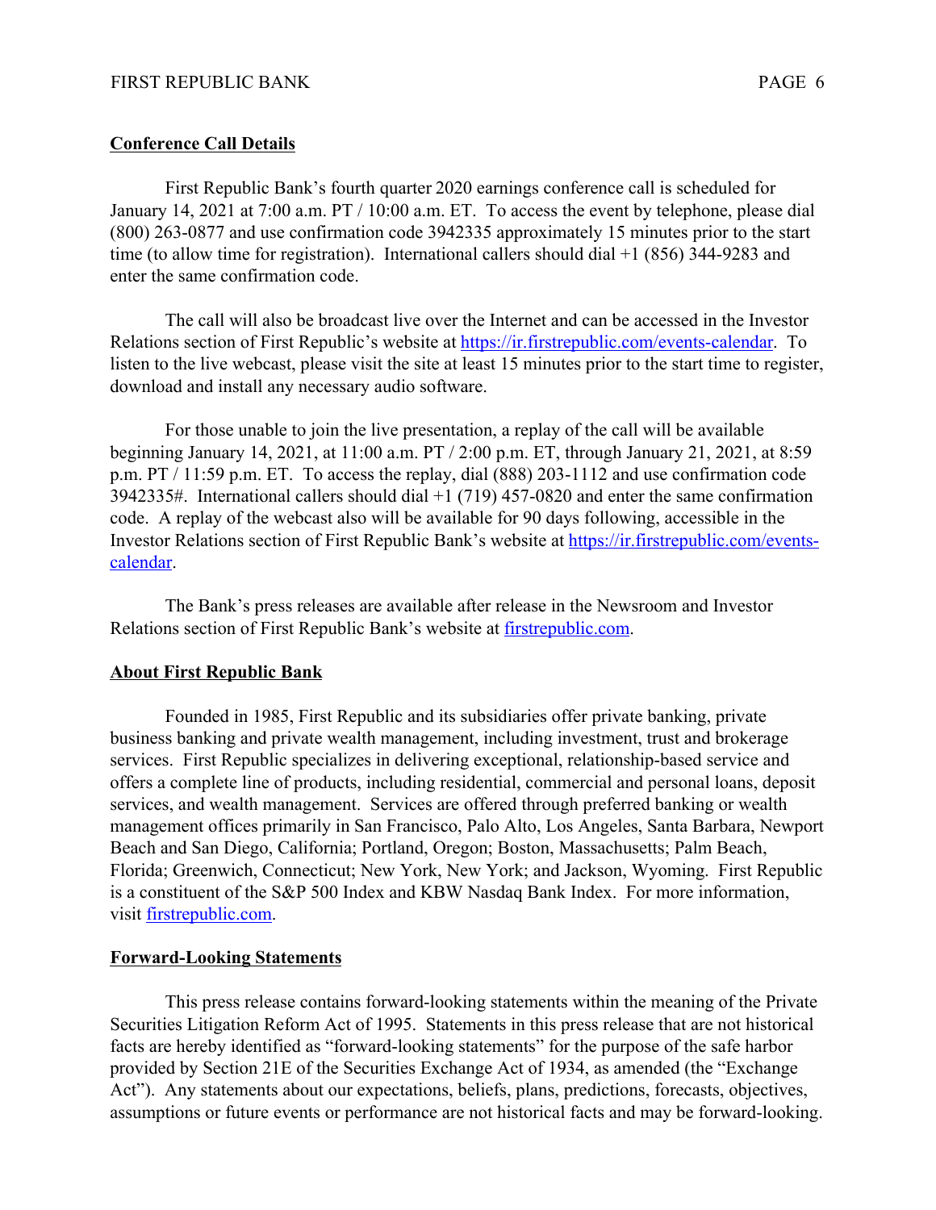## Conference Call Details

First Republic Bank's fourth quarter 2020 earnings conference call is scheduled for January 14, 2021 at 7:00 a.m. PT / 10:00 a.m. ET. To access the event by telephone, please dial (800) 263-0877 and use confirmation code 3942335 approximately 15 minutes prior to the start time (to allow time for registration). International callers should dial +1 (856) 344-9283 and enter the same confirmation code.

The call will also be broadcast live over the Internet and can be accessed in the Investor Relations section of First Republic's website at https://ir.firstrepublic.com/events-calendar. To listen to the live webcast, please visit the site at least 15 minutes prior to the start time to register, download and install any necessary audio software.

For those unable to join the live presentation, a replay of the call will be available beginning January 14, 2021, at 11:00 a.m. PT / 2:00 p.m. ET, through January 21, 2021, at 8:59 p.m. PT / 11:59 p.m. ET. To access the replay, dial (888) 203-1112 and use confirmation code 3942335#. International callers should dial +1 (719) 457-0820 and enter the same confirmation code. A replay of the webcast also will be available for 90 days following, accessible in the Investor Relations section of First Republic Bank's website at https://ir.firstrepublic.com/events-calendar.

The Bank's press releases are available after release in the Newsroom and Investor Relations section of First Republic Bank's website at firstrepublic.com.

## About First Republic Bank

Founded in 1985, First Republic and its subsidiaries offer private banking, private business banking and private wealth management, including investment, trust and brokerage services. First Republic specializes in delivering exceptional, relationship-based service and offers a complete line of products, including residential, commercial and personal loans, deposit services, and wealth management. Services are offered through preferred banking or wealth management offices primarily in San Francisco, Palo Alto, Los Angeles, Santa Barbara, Newport Beach and San Diego, California; Portland, Oregon; Boston, Massachusetts; Palm Beach, Florida; Greenwich, Connecticut; New York, New York; and Jackson, Wyoming. First Republic is a constituent of the S&P 500 Index and KBW Nasdaq Bank Index. For more information, visit firstrepublic.com.

## Forward-Looking Statements

This press release contains forward-looking statements within the meaning of the Private Securities Litigation Reform Act of 1995. Statements in this press release that are not historical facts are hereby identified as "forward-looking statements" for the purpose of the safe harbor provided by Section 21E of the Securities Exchange Act of 1934, as amended (the "Exchange Act"). Any statements about our expectations, beliefs, plans, predictions, forecasts, objectives, assumptions or future events or performance are not historical facts and may be forward-looking.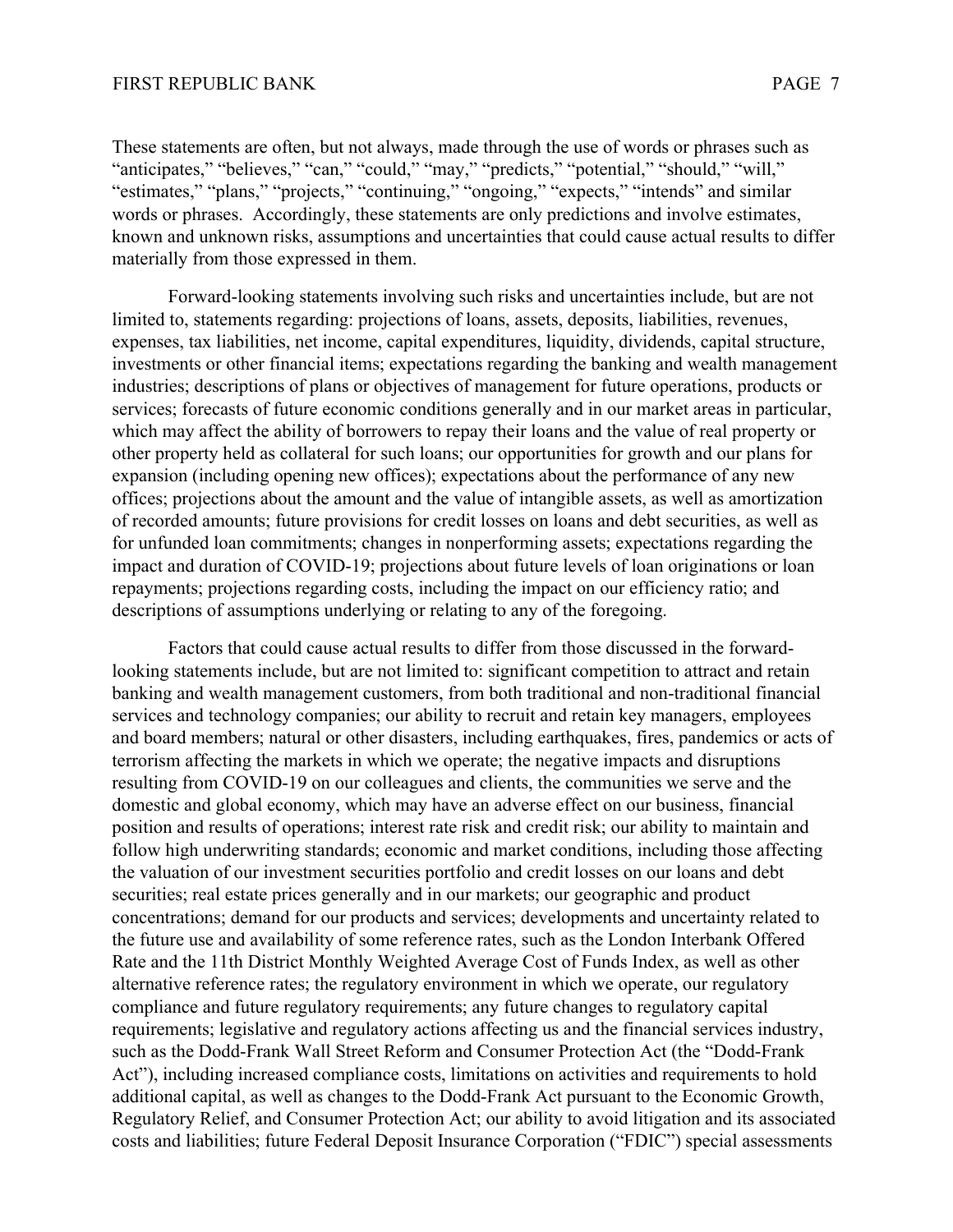These statements are often, but not always, made through the use of words or phrases such as "anticipates," "believes," "can," "could," "may," "predicts," "potential," "should," "will," "estimates," "plans," "projects," "continuing," "ongoing," "expects," "intends" and similar words or phrases. Accordingly, these statements are only predictions and involve estimates, known and unknown risks, assumptions and uncertainties that could cause actual results to differ materially from those expressed in them.

Forward-looking statements involving such risks and uncertainties include, but are not limited to, statements regarding: projections of loans, assets, deposits, liabilities, revenues, expenses, tax liabilities, net income, capital expenditures, liquidity, dividends, capital structure, investments or other financial items; expectations regarding the banking and wealth management industries; descriptions of plans or objectives of management for future operations, products or services; forecasts of future economic conditions generally and in our market areas in particular, which may affect the ability of borrowers to repay their loans and the value of real property or other property held as collateral for such loans; our opportunities for growth and our plans for expansion (including opening new offices); expectations about the performance of any new offices; projections about the amount and the value of intangible assets, as well as amortization of recorded amounts; future provisions for credit losses on loans and debt securities, as well as for unfunded loan commitments; changes in nonperforming assets; expectations regarding the impact and duration of COVID-19; projections about future levels of loan originations or loan repayments; projections regarding costs, including the impact on our efficiency ratio; and descriptions of assumptions underlying or relating to any of the foregoing.

Factors that could cause actual results to differ from those discussed in the forward-looking statements include, but are not limited to: significant competition to attract and retain banking and wealth management customers, from both traditional and non-traditional financial services and technology companies; our ability to recruit and retain key managers, employees and board members; natural or other disasters, including earthquakes, fires, pandemics or acts of terrorism affecting the markets in which we operate; the negative impacts and disruptions resulting from COVID-19 on our colleagues and clients, the communities we serve and the domestic and global economy, which may have an adverse effect on our business, financial position and results of operations; interest rate risk and credit risk; our ability to maintain and follow high underwriting standards; economic and market conditions, including those affecting the valuation of our investment securities portfolio and credit losses on our loans and debt securities; real estate prices generally and in our markets; our geographic and product concentrations; demand for our products and services; developments and uncertainty related to the future use and availability of some reference rates, such as the London Interbank Offered Rate and the 11th District Monthly Weighted Average Cost of Funds Index, as well as other alternative reference rates; the regulatory environment in which we operate, our regulatory compliance and future regulatory requirements; any future changes to regulatory capital requirements; legislative and regulatory actions affecting us and the financial services industry, such as the Dodd-Frank Wall Street Reform and Consumer Protection Act (the "Dodd-Frank Act"), including increased compliance costs, limitations on activities and requirements to hold additional capital, as well as changes to the Dodd-Frank Act pursuant to the Economic Growth, Regulatory Relief, and Consumer Protection Act; our ability to avoid litigation and its associated costs and liabilities; future Federal Deposit Insurance Corporation ("FDIC") special assessments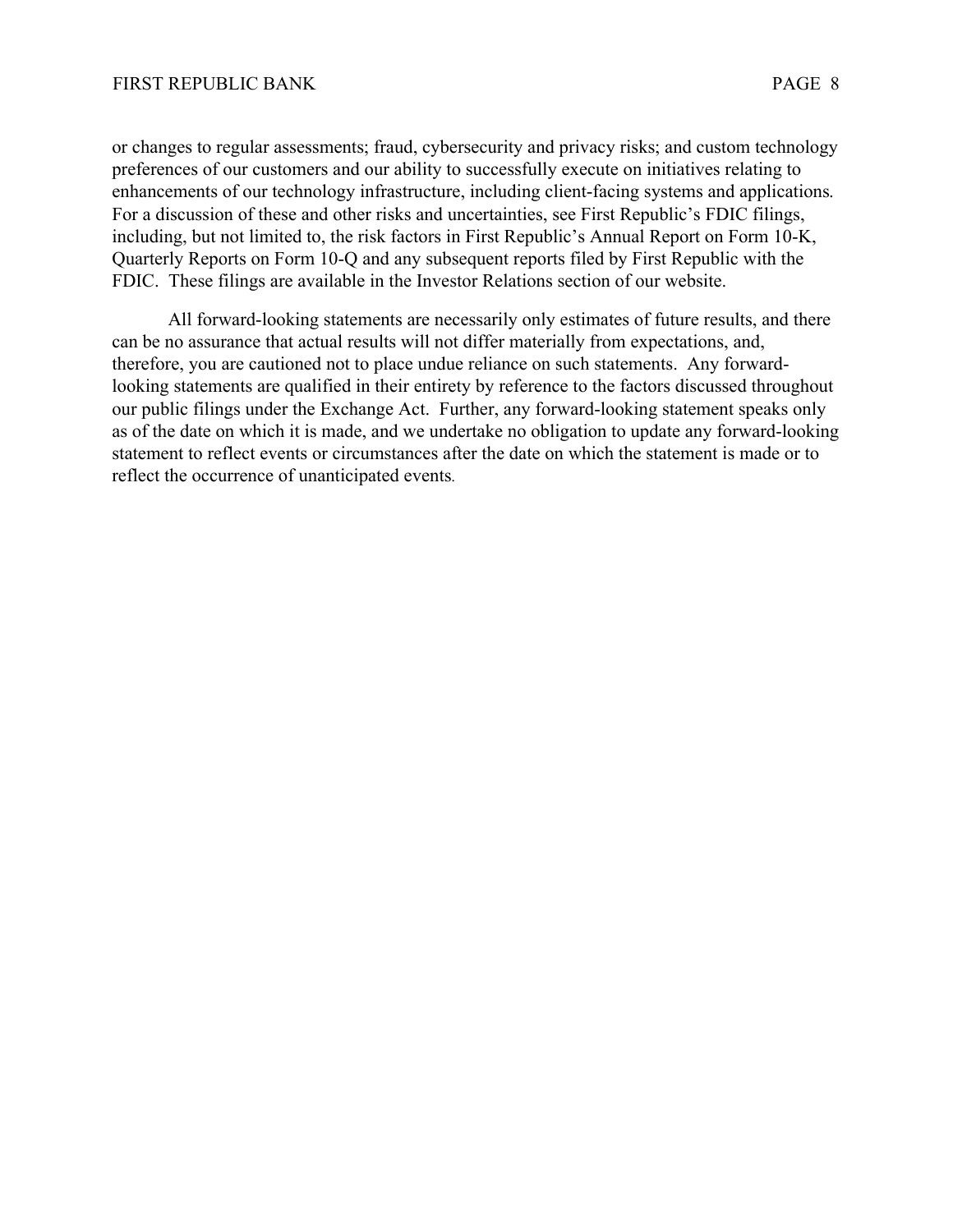or changes to regular assessments; fraud, cybersecurity and privacy risks; and custom technology preferences of our customers and our ability to successfully execute on initiatives relating to enhancements of our technology infrastructure, including client-facing systems and applications. For a discussion of these and other risks and uncertainties, see First Republic's FDIC filings, including, but not limited to, the risk factors in First Republic's Annual Report on Form 10-K, Quarterly Reports on Form 10-Q and any subsequent reports filed by First Republic with the FDIC. These filings are available in the Investor Relations section of our website.

All forward-looking statements are necessarily only estimates of future results, and there can be no assurance that actual results will not differ materially from expectations, and, therefore, you are cautioned not to place undue reliance on such statements. Any forward-looking statements are qualified in their entirety by reference to the factors discussed throughout our public filings under the Exchange Act. Further, any forward-looking statement speaks only as of the date on which it is made, and we undertake no obligation to update any forward-looking statement to reflect events or circumstances after the date on which the statement is made or to reflect the occurrence of unanticipated events.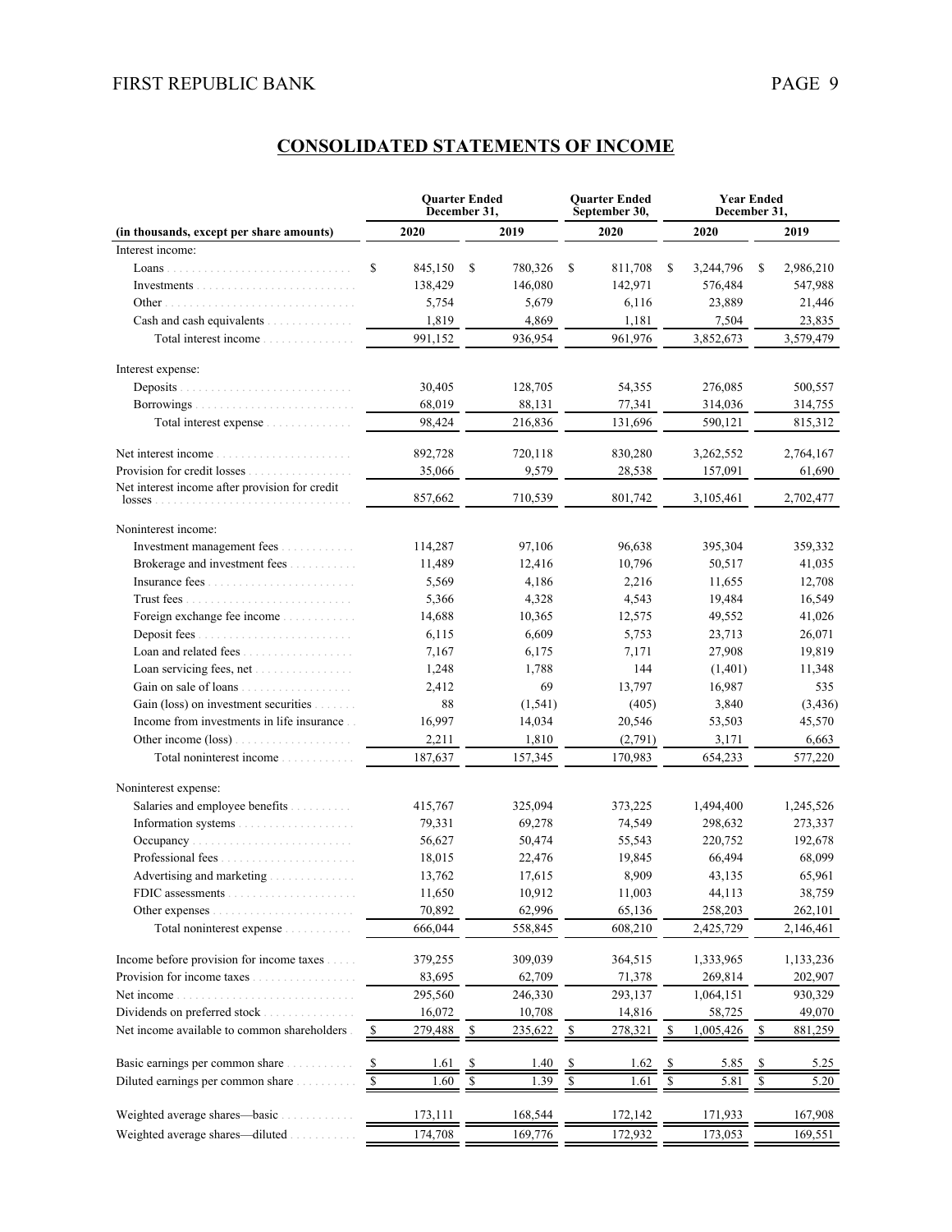## CONSOLIDATED STATEMENTS OF INCOME

| (in thousands, except per share amounts) | Quarter Ended December 31, 2020 | Quarter Ended December 31, 2019 | Quarter Ended September 30, 2020 | Year Ended December 31, 2020 | Year Ended December 31, 2019 |
|---|---|---|---|---|---|
| Interest income: | | | | | |
| Loans | $ 845,150 | $ 780,326 | $ 811,708 | $ 3,244,796 | $ 2,986,210 |
| Investments | 138,429 | 146,080 | 142,971 | 576,484 | 547,988 |
| Other | 5,754 | 5,679 | 6,116 | 23,889 | 21,446 |
| Cash and cash equivalents | 1,819 | 4,869 | 1,181 | 7,504 | 23,835 |
| Total interest income | 991,152 | 936,954 | 961,976 | 3,852,673 | 3,579,479 |
| Interest expense: | | | | | |
| Deposits | 30,405 | 128,705 | 54,355 | 276,085 | 500,557 |
| Borrowings | 68,019 | 88,131 | 77,341 | 314,036 | 314,755 |
| Total interest expense | 98,424 | 216,836 | 131,696 | 590,121 | 815,312 |
| Net interest income | 892,728 | 720,118 | 830,280 | 3,262,552 | 2,764,167 |
| Provision for credit losses | 35,066 | 9,579 | 28,538 | 157,091 | 61,690 |
| Net interest income after provision for credit losses | 857,662 | 710,539 | 801,742 | 3,105,461 | 2,702,477 |
| Noninterest income: | | | | | |
| Investment management fees | 114,287 | 97,106 | 96,638 | 395,304 | 359,332 |
| Brokerage and investment fees | 11,489 | 12,416 | 10,796 | 50,517 | 41,035 |
| Insurance fees | 5,569 | 4,186 | 2,216 | 11,655 | 12,708 |
| Trust fees | 5,366 | 4,328 | 4,543 | 19,484 | 16,549 |
| Foreign exchange fee income | 14,688 | 10,365 | 12,575 | 49,552 | 41,026 |
| Deposit fees | 6,115 | 6,609 | 5,753 | 23,713 | 26,071 |
| Loan and related fees | 7,167 | 6,175 | 7,171 | 27,908 | 19,819 |
| Loan servicing fees, net | 1,248 | 1,788 | 144 | (1,401) | 11,348 |
| Gain on sale of loans | 2,412 | 69 | 13,797 | 16,987 | 535 |
| Gain (loss) on investment securities | 88 | (1,541) | (405) | 3,840 | (3,436) |
| Income from investments in life insurance | 16,997 | 14,034 | 20,546 | 53,503 | 45,570 |
| Other income (loss) | 2,211 | 1,810 | (2,791) | 3,171 | 6,663 |
| Total noninterest income | 187,637 | 157,345 | 170,983 | 654,233 | 577,220 |
| Noninterest expense: | | | | | |
| Salaries and employee benefits | 415,767 | 325,094 | 373,225 | 1,494,400 | 1,245,526 |
| Information systems | 79,331 | 69,278 | 74,549 | 298,632 | 273,337 |
| Occupancy | 56,627 | 50,474 | 55,543 | 220,752 | 192,678 |
| Professional fees | 18,015 | 22,476 | 19,845 | 66,494 | 68,099 |
| Advertising and marketing | 13,762 | 17,615 | 8,909 | 43,135 | 65,961 |
| FDIC assessments | 11,650 | 10,912 | 11,003 | 44,113 | 38,759 |
| Other expenses | 70,892 | 62,996 | 65,136 | 258,203 | 262,101 |
| Total noninterest expense | 666,044 | 558,845 | 608,210 | 2,425,729 | 2,146,461 |
| Income before provision for income taxes | 379,255 | 309,039 | 364,515 | 1,333,965 | 1,133,236 |
| Provision for income taxes | 83,695 | 62,709 | 71,378 | 269,814 | 202,907 |
| Net income | 295,560 | 246,330 | 293,137 | 1,064,151 | 930,329 |
| Dividends on preferred stock | 16,072 | 10,708 | 14,816 | 58,725 | 49,070 |
| Net income available to common shareholders | $ 279,488 | $ 235,622 | $ 278,321 | $ 1,005,426 | $ 881,259 |
| Basic earnings per common share | $ 1.61 | $ 1.40 | $ 1.62 | $ 5.85 | $ 5.25 |
| Diluted earnings per common share | $ 1.60 | $ 1.39 | $ 1.61 | $ 5.81 | $ 5.20 |
| Weighted average shares—basic | 173,111 | 168,544 | 172,142 | 171,933 | 167,908 |
| Weighted average shares—diluted | 174,708 | 169,776 | 172,932 | 173,053 | 169,551 |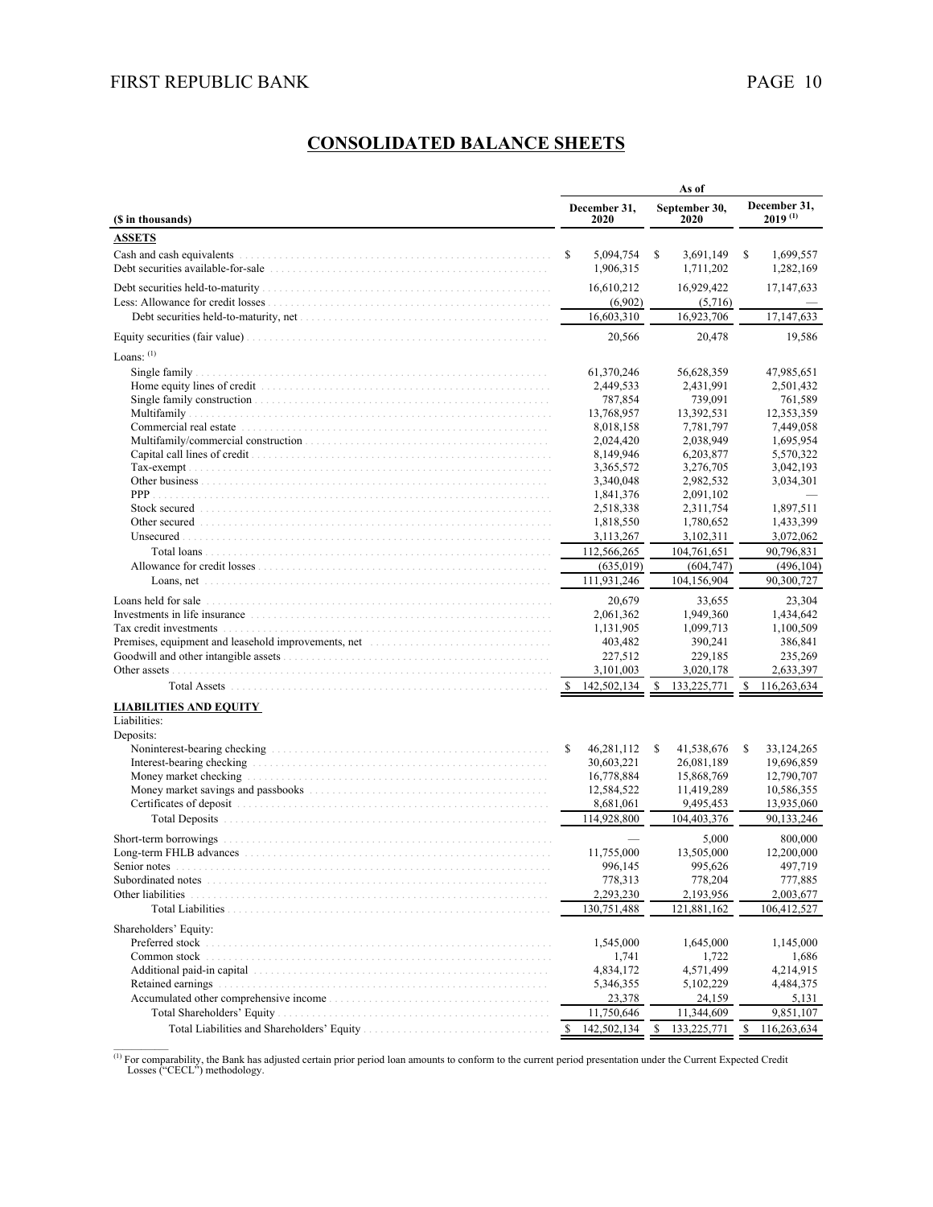## CONSOLIDATED BALANCE SHEETS

| ($ in thousands) | As of December 31, 2020 | As of September 30, 2020 | As of December 31, 2019 [(1)] |
|---|---|---|---|
| **ASSETS** | | | |
| Cash and cash equivalents | $ 5,094,754 | $ 3,691,149 | $ 1,699,557 |
| Debt securities available-for-sale | 1,906,315 | 1,711,202 | 1,282,169 |
| Debt securities held-to-maturity | 16,610,212 | 16,929,422 | 17,147,633 |
| Less: Allowance for credit losses | (6,902) | (5,716) | — |
| Debt securities held-to-maturity, net | 16,603,310 | 16,923,706 | 17,147,633 |
| Equity securities (fair value) | 20,566 | 20,478 | 19,586 |
| Loans: [(1)] | | | |
| Single family | 61,370,246 | 56,628,359 | 47,985,651 |
| Home equity lines of credit | 2,449,533 | 2,431,991 | 2,501,432 |
| Single family construction | 787,854 | 739,091 | 761,589 |
| Multifamily | 13,768,957 | 13,392,531 | 12,353,359 |
| Commercial real estate | 8,018,158 | 7,781,797 | 7,449,058 |
| Multifamily/commercial construction | 2,024,420 | 2,038,949 | 1,695,954 |
| Capital call lines of credit | 8,149,946 | 6,203,877 | 5,570,322 |
| Tax-exempt | 3,365,572 | 3,276,705 | 3,042,193 |
| Other business | 3,340,048 | 2,982,532 | 3,034,301 |
| PPP | 1,841,376 | 2,091,102 | — |
| Stock secured | 2,518,338 | 2,311,754 | 1,897,511 |
| Other secured | 1,818,550 | 1,780,652 | 1,433,399 |
| Unsecured | 3,113,267 | 3,102,311 | 3,072,062 |
| Total loans | 112,566,265 | 104,761,651 | 90,796,831 |
| Allowance for credit losses | (635,019) | (604,747) | (496,104) |
| Loans, net | 111,931,246 | 104,156,904 | 90,300,727 |
| Loans held for sale | 20,679 | 33,655 | 23,304 |
| Investments in life insurance | 2,061,362 | 1,949,360 | 1,434,642 |
| Tax credit investments | 1,131,905 | 1,099,713 | 1,100,509 |
| Premises, equipment and leasehold improvements, net | 403,482 | 390,241 | 386,841 |
| Goodwill and other intangible assets | 227,512 | 229,185 | 235,269 |
| Other assets | 3,101,003 | 3,020,178 | 2,633,397 |
| Total Assets | $ 142,502,134 | $ 133,225,771 | $ 116,263,634 |
| **LIABILITIES AND EQUITY** | | | |
| Liabilities: | | | |
| Deposits: | | | |
| Noninterest-bearing checking | $ 46,281,112 | $ 41,538,676 | $ 33,124,265 |
| Interest-bearing checking | 30,603,221 | 26,081,189 | 19,696,859 |
| Money market checking | 16,778,884 | 15,868,769 | 12,790,707 |
| Money market savings and passbooks | 12,584,522 | 11,419,289 | 10,586,355 |
| Certificates of deposit | 8,681,061 | 9,495,453 | 13,935,060 |
| Total Deposits | 114,928,800 | 104,403,376 | 90,133,246 |
| Short-term borrowings | — | 5,000 | 800,000 |
| Long-term FHLB advances | 11,755,000 | 13,505,000 | 12,200,000 |
| Senior notes | 996,145 | 995,626 | 497,719 |
| Subordinated notes | 778,313 | 778,204 | 777,885 |
| Other liabilities | 2,293,230 | 2,193,956 | 2,003,677 |
| Total Liabilities | 130,751,488 | 121,881,162 | 106,412,527 |
| Shareholders' Equity: | | | |
| Preferred stock | 1,545,000 | 1,645,000 | 1,145,000 |
| Common stock | 1,741 | 1,722 | 1,686 |
| Additional paid-in capital | 4,834,172 | 4,571,499 | 4,214,915 |
| Retained earnings | 5,346,355 | 5,102,229 | 4,484,375 |
| Accumulated other comprehensive income | 23,378 | 24,159 | 5,131 |
| Total Shareholders' Equity | 11,750,646 | 11,344,609 | 9,851,107 |
| Total Liabilities and Shareholders' Equity | $ 142,502,134 | $ 133,225,771 | $ 116,263,634 |

[(1)] For comparability, the Bank has adjusted certain prior period loan amounts to conform to the current period presentation under the Current Expected Credit Losses ("CECL") methodology.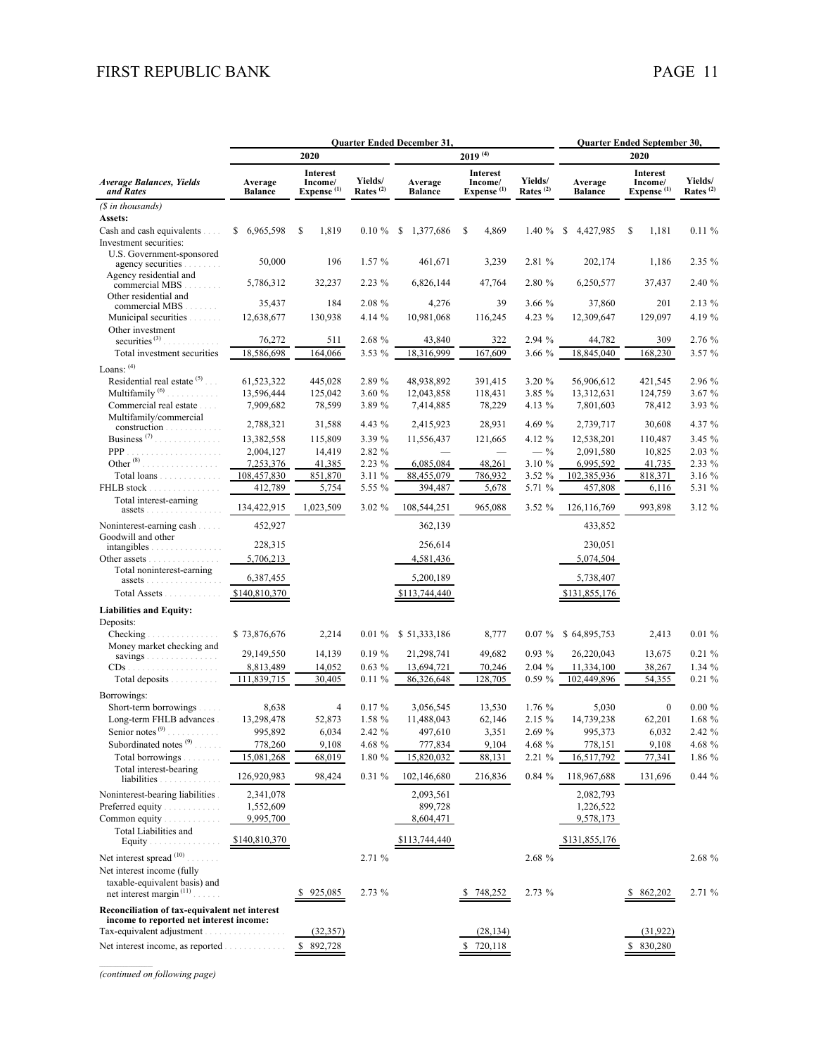| Average Balances, Yields and Rates | Quarter Ended December 31, | | | | | | Quarter Ended September 30, | | |
|---|---|---|---|---|---|---|---|---|---|
| | 2020 | | | 2019 [4] | | | 2020 | | |
| | Average Balance | Interest Income/ Expense [1] | Yields/ Rates [2] | Average Balance | Interest Income/ Expense [1] | Yields/ Rates [2] | Average Balance | Interest Income/ Expense [1] | Yields/ Rates [2] |
| *($ in thousands)* | | | | | | | | | |
| **Assets:** | | | | | | | | | |
| Cash and cash equivalents | $ 6,965,598 | $ 1,819 | 0.10 % | $ 1,377,686 | $ 4,869 | 1.40 % | $ 4,427,985 | $ 1,181 | 0.11 % |
| Investment securities: | | | | | | | | | |
| U.S. Government-sponsored agency securities | 50,000 | 196 | 1.57 % | 461,671 | 3,239 | 2.81 % | 202,174 | 1,186 | 2.35 % |
| Agency residential and commercial MBS | 5,786,312 | 32,237 | 2.23 % | 6,826,144 | 47,764 | 2.80 % | 6,250,577 | 37,437 | 2.40 % |
| Other residential and commercial MBS | 35,437 | 184 | 2.08 % | 4,276 | 39 | 3.66 % | 37,860 | 201 | 2.13 % |
| Municipal securities | 12,638,677 | 130,938 | 4.14 % | 10,981,068 | 116,245 | 4.23 % | 12,309,647 | 129,097 | 4.19 % |
| Other investment securities [3] | 76,272 | 511 | 2.68 % | 43,840 | 322 | 2.94 % | 44,782 | 309 | 2.76 % |
| Total investment securities | 18,586,698 | 164,066 | 3.53 % | 18,316,999 | 167,609 | 3.66 % | 18,845,040 | 168,230 | 3.57 % |
| Loans: [4] | | | | | | | | | |
| Residential real estate [5] | 61,523,322 | 445,028 | 2.89 % | 48,938,892 | 391,415 | 3.20 % | 56,906,612 | 421,545 | 2.96 % |
| Multifamily [6] | 13,596,444 | 125,042 | 3.60 % | 12,043,858 | 118,431 | 3.85 % | 13,312,631 | 124,759 | 3.67 % |
| Commercial real estate | 7,909,682 | 78,599 | 3.89 % | 7,414,885 | 78,229 | 4.13 % | 7,801,603 | 78,412 | 3.93 % |
| Multifamily/commercial construction | 2,788,321 | 31,588 | 4.43 % | 2,415,923 | 28,931 | 4.69 % | 2,739,717 | 30,608 | 4.37 % |
| Business [7] | 13,382,558 | 115,809 | 3.39 % | 11,556,437 | 121,665 | 4.12 % | 12,538,201 | 110,487 | 3.45 % |
| PPP | 2,004,127 | 14,419 | 2.82 % | — | — | — % | 2,091,580 | 10,825 | 2.03 % |
| Other [8] | 7,253,376 | 41,385 | 2.23 % | 6,085,084 | 48,261 | 3.10 % | 6,995,592 | 41,735 | 2.33 % |
| Total loans | 108,457,830 | 851,870 | 3.11 % | 88,455,079 | 786,932 | 3.52 % | 102,385,936 | 818,371 | 3.16 % |
| FHLB stock | 412,789 | 5,754 | 5.55 % | 394,487 | 5,678 | 5.71 % | 457,808 | 6,116 | 5.31 % |
| Total interest-earning assets | 134,422,915 | 1,023,509 | 3.02 % | 108,544,251 | 965,088 | 3.52 % | 126,116,769 | 993,898 | 3.12 % |
| Noninterest-earning cash | 452,927 | | | 362,139 | | | 433,852 | | |
| Goodwill and other intangibles | 228,315 | | | 256,614 | | | 230,051 | | |
| Other assets | 5,706,213 | | | 4,581,436 | | | 5,074,504 | | |
| Total noninterest-earning assets | 6,387,455 | | | 5,200,189 | | | 5,738,407 | | |
| Total Assets | $140,810,370 | | | $113,744,440 | | | $131,855,176 | | |
| **Liabilities and Equity:** | | | | | | | | | |
| Deposits: | | | | | | | | | |
| Checking | $ 73,876,676 | 2,214 | 0.01 % | $ 51,333,186 | 8,777 | 0.07 % | $ 64,895,753 | 2,413 | 0.01 % |
| Money market checking and savings | 29,149,550 | 14,139 | 0.19 % | 21,298,741 | 49,682 | 0.93 % | 26,220,043 | 13,675 | 0.21 % |
| CDs | 8,813,489 | 14,052 | 0.63 % | 13,694,721 | 70,246 | 2.04 % | 11,334,100 | 38,267 | 1.34 % |
| Total deposits | 111,839,715 | 30,405 | 0.11 % | 86,326,648 | 128,705 | 0.59 % | 102,449,896 | 54,355 | 0.21 % |
| Borrowings: | | | | | | | | | |
| Short-term borrowings | 8,638 | 4 | 0.17 % | 3,056,545 | 13,530 | 1.76 % | 5,030 | 0 | 0.00 % |
| Long-term FHLB advances | 13,298,478 | 52,873 | 1.58 % | 11,488,043 | 62,146 | 2.15 % | 14,739,238 | 62,201 | 1.68 % |
| Senior notes [9] | 995,892 | 6,034 | 2.42 % | 497,610 | 3,351 | 2.69 % | 995,373 | 6,032 | 2.42 % |
| Subordinated notes [9] | 778,260 | 9,108 | 4.68 % | 777,834 | 9,104 | 4.68 % | 778,151 | 9,108 | 4.68 % |
| Total borrowings | 15,081,268 | 68,019 | 1.80 % | 15,820,032 | 88,131 | 2.21 % | 16,517,792 | 77,341 | 1.86 % |
| Total interest-bearing liabilities | 126,920,983 | 98,424 | 0.31 % | 102,146,680 | 216,836 | 0.84 % | 118,967,688 | 131,696 | 0.44 % |
| Noninterest-bearing liabilities | 2,341,078 | | | 2,093,561 | | | 2,082,793 | | |
| Preferred equity | 1,552,609 | | | 899,728 | | | 1,226,522 | | |
| Common equity | 9,995,700 | | | 8,604,471 | | | 9,578,173 | | |
| Total Liabilities and Equity | $140,810,370 | | | $113,744,440 | | | $131,855,176 | | |
| Net interest spread [10] | | | 2.71 % | | | 2.68 % | | | 2.68 % |
| Net interest income (fully taxable-equivalent basis) and net interest margin [11] | | $ 925,085 | 2.73 % | | $ 748,252 | 2.73 % | | $ 862,202 | 2.71 % |
| **Reconciliation of tax-equivalent net interest income to reported net interest income:** | | | | | | | | | |
| Tax-equivalent adjustment | | (32,357) | | | (28,134) | | | (31,922) | |
| Net interest income, as reported | | $ 892,728 | | | $ 720,118 | | | $ 830,280 | |

*(continued on following page)*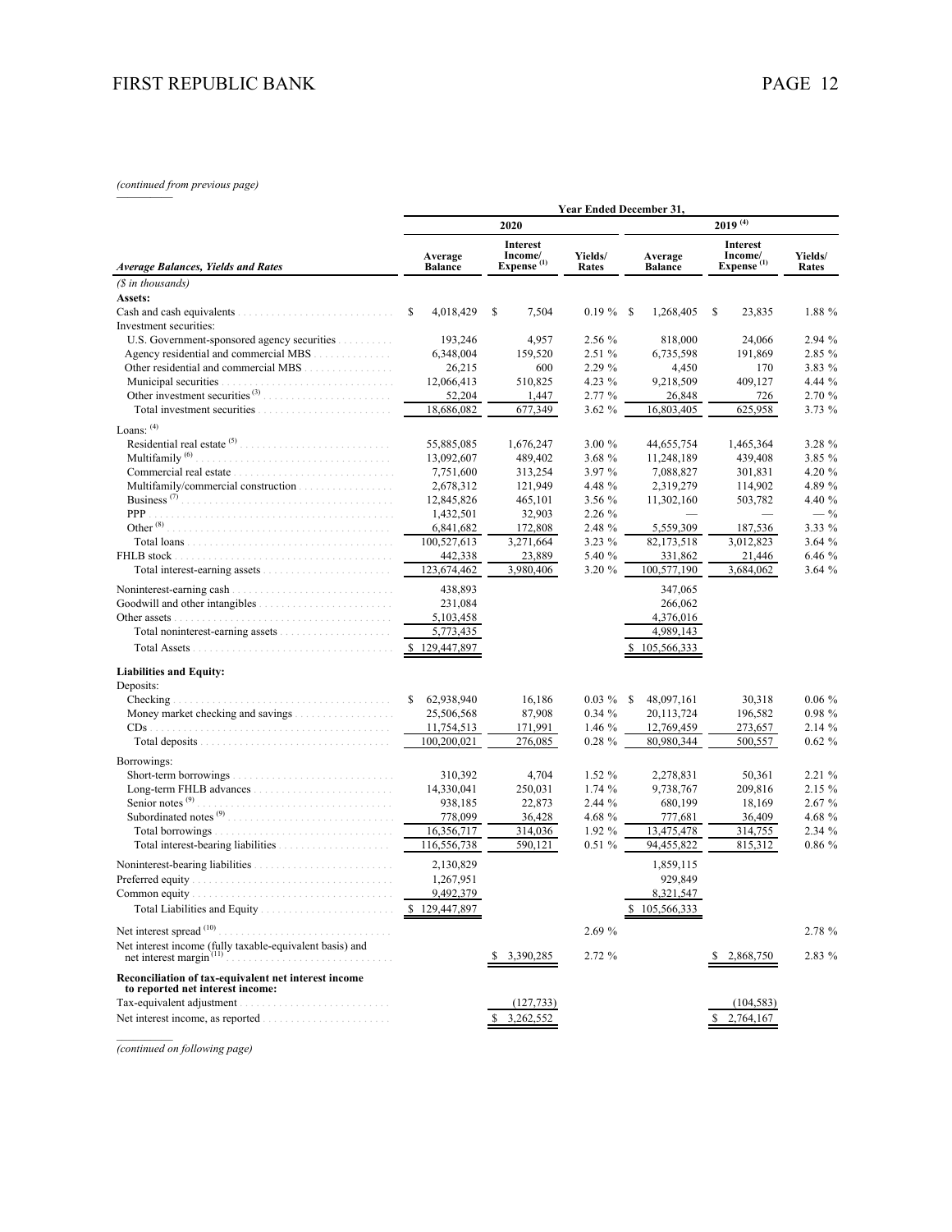*(continued from previous page)*

| Average Balances, Yields and Rates | 2020 Average Balance | 2020 Interest Income/ Expense [1] | 2020 Yields/ Rates | 2019 [4] Average Balance | 2019 [4] Interest Income/ Expense [1] | 2019 [4] Yields/ Rates |
|---|---|---|---|---|---|---|
| *($ in thousands)* | | | | | | |
| **Assets:** | | | | | | |
| Cash and cash equivalents | $ 4,018,429 | $ 7,504 | 0.19 % | $ 1,268,405 | $ 23,835 | 1.88 % |
| Investment securities: | | | | | | |
| U.S. Government-sponsored agency securities | 193,246 | 4,957 | 2.56 % | 818,000 | 24,066 | 2.94 % |
| Agency residential and commercial MBS | 6,348,004 | 159,520 | 2.51 % | 6,735,598 | 191,869 | 2.85 % |
| Other residential and commercial MBS | 26,215 | 600 | 2.29 % | 4,450 | 170 | 3.83 % |
| Municipal securities | 12,066,413 | 510,825 | 4.23 % | 9,218,509 | 409,127 | 4.44 % |
| Other investment securities [3] | 52,204 | 1,447 | 2.77 % | 26,848 | 726 | 2.70 % |
| Total investment securities | 18,686,082 | 677,349 | 3.62 % | 16,803,405 | 625,958 | 3.73 % |
| Loans: [4] | | | | | | |
| Residential real estate [5] | 55,885,085 | 1,676,247 | 3.00 % | 44,655,754 | 1,465,364 | 3.28 % |
| Multifamily [6] | 13,092,607 | 489,402 | 3.68 % | 11,248,189 | 439,408 | 3.85 % |
| Commercial real estate | 7,751,600 | 313,254 | 3.97 % | 7,088,827 | 301,831 | 4.20 % |
| Multifamily/commercial construction | 2,678,312 | 121,949 | 4.48 % | 2,319,279 | 114,902 | 4.89 % |
| Business [7] | 12,845,826 | 465,101 | 3.56 % | 11,302,160 | 503,782 | 4.40 % |
| PPP | 1,432,501 | 32,903 | 2.26 % | — | — | — % |
| Other [8] | 6,841,682 | 172,808 | 2.48 % | 5,559,309 | 187,536 | 3.33 % |
| Total loans | 100,527,613 | 3,271,664 | 3.23 % | 82,173,518 | 3,012,823 | 3.64 % |
| FHLB stock | 442,338 | 23,889 | 5.40 % | 331,862 | 21,446 | 6.46 % |
| Total interest-earning assets | 123,674,462 | 3,980,406 | 3.20 % | 100,577,190 | 3,684,062 | 3.64 % |
| Noninterest-earning cash | 438,893 | | | 347,065 | | |
| Goodwill and other intangibles | 231,084 | | | 266,062 | | |
| Other assets | 5,103,458 | | | 4,376,016 | | |
| Total noninterest-earning assets | 5,773,435 | | | 4,989,143 | | |
| Total Assets | $ 129,447,897 | | | $ 105,566,333 | | |
| **Liabilities and Equity:** | | | | | | |
| Deposits: | | | | | | |
| Checking | $ 62,938,940 | 16,186 | 0.03 % | $ 48,097,161 | 30,318 | 0.06 % |
| Money market checking and savings | 25,506,568 | 87,908 | 0.34 % | 20,113,724 | 196,582 | 0.98 % |
| CDs | 11,754,513 | 171,991 | 1.46 % | 12,769,459 | 273,657 | 2.14 % |
| Total deposits | 100,200,021 | 276,085 | 0.28 % | 80,980,344 | 500,557 | 0.62 % |
| Borrowings: | | | | | | |
| Short-term borrowings | 310,392 | 4,704 | 1.52 % | 2,278,831 | 50,361 | 2.21 % |
| Long-term FHLB advances | 14,330,041 | 250,031 | 1.74 % | 9,738,767 | 209,816 | 2.15 % |
| Senior notes [9] | 938,185 | 22,873 | 2.44 % | 680,199 | 18,169 | 2.67 % |
| Subordinated notes [9] | 778,099 | 36,428 | 4.68 % | 777,681 | 36,409 | 4.68 % |
| Total borrowings | 16,356,717 | 314,036 | 1.92 % | 13,475,478 | 314,755 | 2.34 % |
| Total interest-bearing liabilities | 116,556,738 | 590,121 | 0.51 % | 94,455,822 | 815,312 | 0.86 % |
| Noninterest-bearing liabilities | 2,130,829 | | | 1,859,115 | | |
| Preferred equity | 1,267,951 | | | 929,849 | | |
| Common equity | 9,492,379 | | | 8,321,547 | | |
| Total Liabilities and Equity | $ 129,447,897 | | | $ 105,566,333 | | |
| Net interest spread [10] | | | 2.69 % | | | 2.78 % |
| Net interest income (fully taxable-equivalent basis) and net interest margin [11] | | $ 3,390,285 | 2.72 % | | $ 2,868,750 | 2.83 % |
| **Reconciliation of tax-equivalent net interest income to reported net interest income:** | | | | | | |
| Tax-equivalent adjustment | | (127,733) | | | (104,583) | |
| Net interest income, as reported | | $ 3,262,552 | | | $ 2,764,167 | |

*(continued on following page)*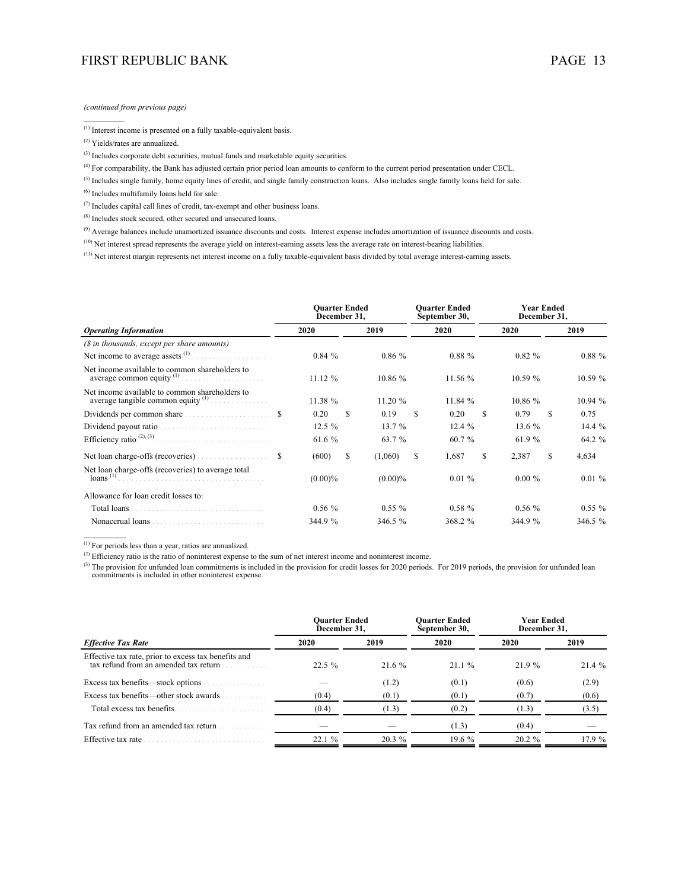*(continued from previous page)*

---

(1) Interest income is presented on a fully taxable-equivalent basis.

(2) Yields/rates are annualized.

(3) Includes corporate debt securities, mutual funds and marketable equity securities.

(4) For comparability, the Bank has adjusted certain prior period loan amounts to conform to the current period presentation under CECL.

(5) Includes single family, home equity lines of credit, and single family construction loans. Also includes single family loans held for sale.

(6) Includes multifamily loans held for sale.

(7) Includes capital call lines of credit, tax-exempt and other business loans.

(8) Includes stock secured, other secured and unsecured loans.

(9) Average balances include unamortized issuance discounts and costs. Interest expense includes amortization of issuance discounts and costs.

(10) Net interest spread represents the average yield on interest-earning assets less the average rate on interest-bearing liabilities.

(11) Net interest margin represents net interest income on a fully taxable-equivalent basis divided by total average interest-earning assets.

| | Quarter Ended December 31, | | Quarter Ended September 30, | Year Ended December 31, | |
|---|---|---|---|---|---|
| ***Operating Information*** | **2020** | **2019** | **2020** | **2020** | **2019** |
| *($ in thousands, except per share amounts)* | | | | | |
| Net income to average assets [1] | 0.84 % | 0.86 % | 0.88 % | 0.82 % | 0.88 % |
| Net income available to common shareholders to average common equity [1] | 11.12 % | 10.86 % | 11.56 % | 10.59 % | 10.59 % |
| Net income available to common shareholders to average tangible common equity [1] | 11.38 % | 11.20 % | 11.84 % | 10.86 % | 10.94 % |
| Dividends per common share | $ 0.20 | $ 0.19 | $ 0.20 | $ 0.79 | $ 0.75 |
| Dividend payout ratio | 12.5 % | 13.7 % | 12.4 % | 13.6 % | 14.4 % |
| Efficiency ratio [2], [3] | 61.6 % | 63.7 % | 60.7 % | 61.9 % | 64.2 % |
| Net loan charge-offs (recoveries) | $ (600) | $ (1,060) | $ 1,687 | $ 2,387 | $ 4,634 |
| Net loan charge-offs (recoveries) to average total loans [1] | (0.00)% | (0.00)% | 0.01 % | 0.00 % | 0.01 % |
| Allowance for loan credit losses to: | | | | | |
| Total loans | 0.56 % | 0.55 % | 0.58 % | 0.56 % | 0.55 % |
| Nonaccrual loans | 344.9 % | 346.5 % | 368.2 % | 344.9 % | 346.5 % |

---

(1) For periods less than a year, ratios are annualized.

(2) Efficiency ratio is the ratio of noninterest expense to the sum of net interest income and noninterest income.

(3) The provision for unfunded loan commitments is included in the provision for credit losses for 2020 periods. For 2019 periods, the provision for unfunded loan commitments is included in other noninterest expense.

| | Quarter Ended December 31, | | Quarter Ended September 30, | Year Ended December 31, | |
|---|---|---|---|---|---|
| ***Effective Tax Rate*** | **2020** | **2019** | **2020** | **2020** | **2019** |
| Effective tax rate, prior to excess tax benefits and tax refund from an amended tax return | 22.5 % | 21.6 % | 21.1 % | 21.9 % | 21.4 % |
| Excess tax benefits—stock options | — | (1.2) | (0.1) | (0.6) | (2.9) |
| Excess tax benefits—other stock awards | (0.4) | (0.1) | (0.1) | (0.7) | (0.6) |
| Total excess tax benefits | (0.4) | (1.3) | (0.2) | (1.3) | (3.5) |
| Tax refund from an amended tax return | — | — | (1.3) | (0.4) | — |
| Effective tax rate | 22.1 % | 20.3 % | 19.6 % | 20.2 % | 17.9 % |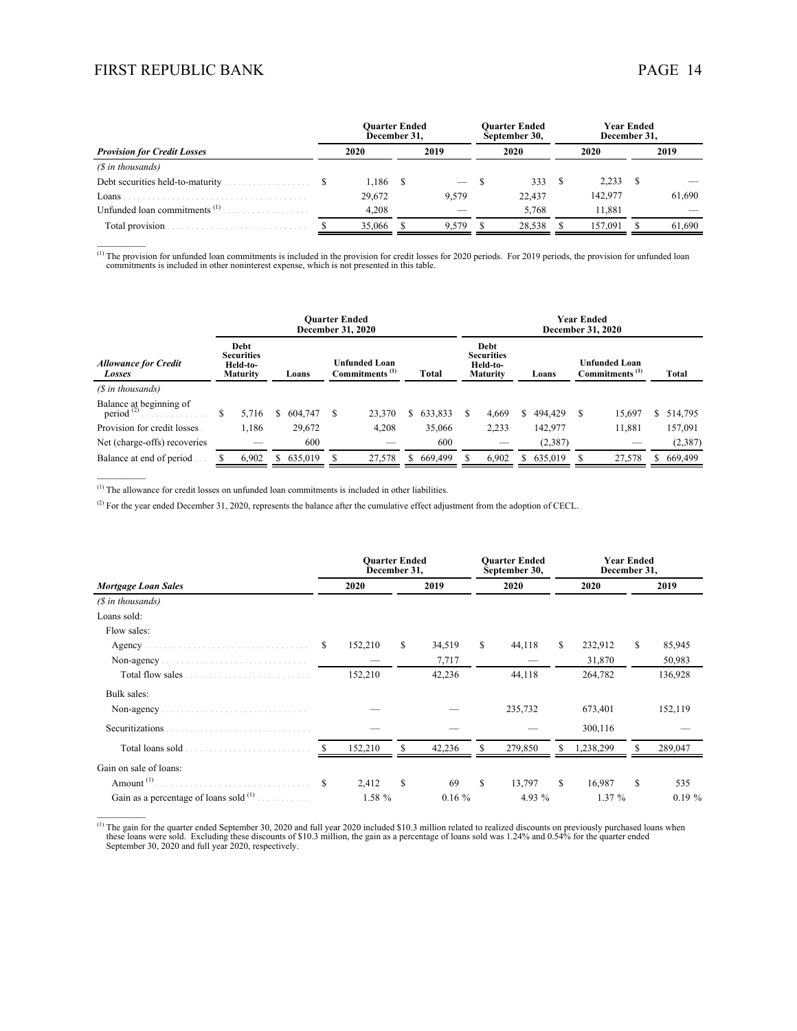| Provision for Credit Losses | Quarter Ended December 31, 2020 | Quarter Ended December 31, 2019 | Quarter Ended September 30, 2020 | Year Ended December 31, 2020 | Year Ended December 31, 2019 |
|---|---|---|---|---|---|
| *($ in thousands)* | | | | | |
| Debt securities held-to-maturity | $ 1,186 | $ — | $ 333 | $ 2,233 | $ — |
| Loans | 29,672 | 9,579 | 22,437 | 142,977 | 61,690 |
| Unfunded loan commitments [(1)] | 4,208 | — | 5,768 | 11,881 | — |
| Total provision | $ 35,066 | $ 9,579 | $ 28,538 | $ 157,091 | $ 61,690 |

[(1)] The provision for unfunded loan commitments is included in the provision for credit losses for 2020 periods. For 2019 periods, the provision for unfunded loan commitments is included in other noninterest expense, which is not presented in this table.

| Allowance for Credit Losses | Quarter Ended December 31, 2020 | | | | Year Ended December 31, 2020 | | | |
|---|---|---|---|---|---|---|---|---|
| | Debt Securities Held-to-Maturity | Loans | Unfunded Loan Commitments [(1)] | Total | Debt Securities Held-to-Maturity | Loans | Unfunded Loan Commitments [(1)] | Total |
| *($ in thousands)* | | | | | | | | |
| Balance at beginning of period [(2)] | $ 5,716 | $ 604,747 | $ 23,370 | $ 633,833 | $ 4,669 | $ 494,429 | $ 15,697 | $ 514,795 |
| Provision for credit losses | 1,186 | 29,672 | 4,208 | 35,066 | 2,233 | 142,977 | 11,881 | 157,091 |
| Net (charge-offs) recoveries | — | 600 | — | 600 | — | (2,387) | — | (2,387) |
| Balance at end of period | $ 6,902 | $ 635,019 | $ 27,578 | $ 669,499 | $ 6,902 | $ 635,019 | $ 27,578 | $ 669,499 |

[(1)] The allowance for credit losses on unfunded loan commitments is included in other liabilities.

[(2)] For the year ended December 31, 2020, represents the balance after the cumulative effect adjustment from the adoption of CECL.

| Mortgage Loan Sales | Quarter Ended December 31, 2020 | Quarter Ended December 31, 2019 | Quarter Ended September 30, 2020 | Year Ended December 31, 2020 | Year Ended December 31, 2019 |
|---|---|---|---|---|---|
| *($ in thousands)* | | | | | |
| Loans sold: | | | | | |
| Flow sales: | | | | | |
| Agency | $ 152,210 | $ 34,519 | $ 44,118 | $ 232,912 | $ 85,945 |
| Non-agency | — | 7,717 | — | 31,870 | 50,983 |
| Total flow sales | 152,210 | 42,236 | 44,118 | 264,782 | 136,928 |
| Bulk sales: | | | | | |
| Non-agency | — | — | 235,732 | 673,401 | 152,119 |
| Securitizations | — | — | — | 300,116 | — |
| Total loans sold | $ 152,210 | $ 42,236 | $ 279,850 | $ 1,238,299 | $ 289,047 |
| Gain on sale of loans: | | | | | |
| Amount [(1)] | $ 2,412 | $ 69 | $ 13,797 | $ 16,987 | $ 535 |
| Gain as a percentage of loans sold [(1)] | 1.58 % | 0.16 % | 4.93 % | 1.37 % | 0.19 % |

[(1)] The gain for the quarter ended September 30, 2020 and full year 2020 included $10.3 million related to realized discounts on previously purchased loans when these loans were sold. Excluding these discounts of $10.3 million, the gain as a percentage of loans sold was 1.24% and 0.54% for the quarter ended September 30, 2020 and full year 2020, respectively.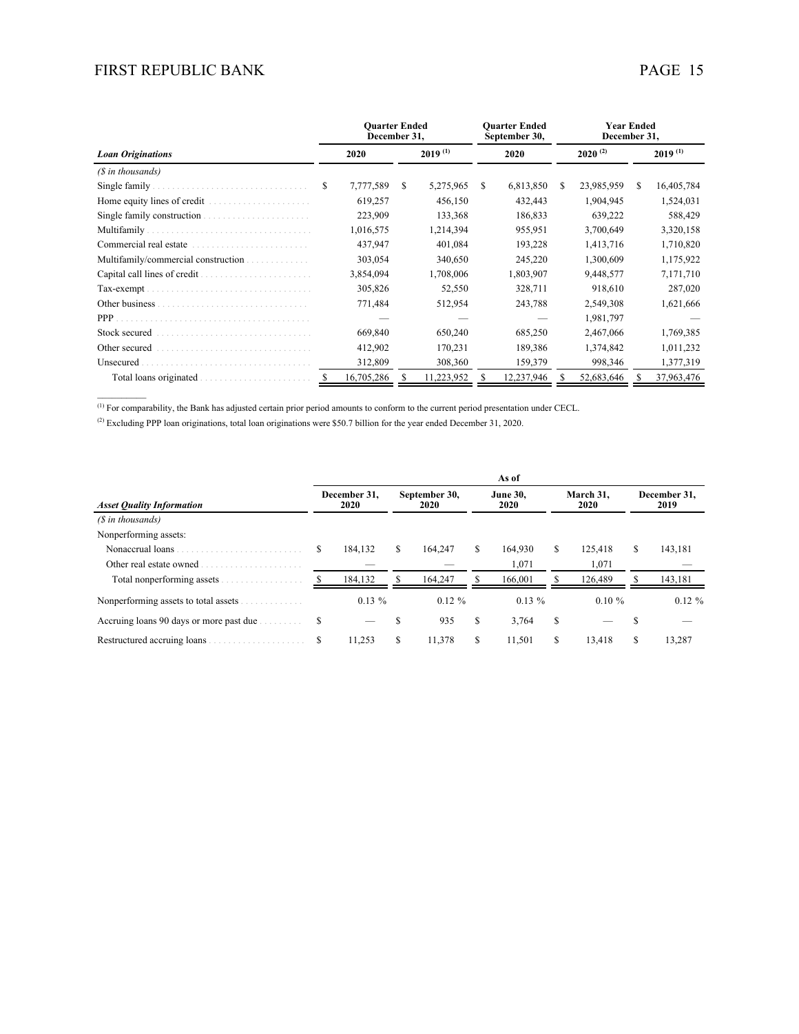| Loan Originations | Quarter Ended December 31, | | Quarter Ended September 30, | Year Ended December 31, | |
|---|---|---|---|---|---|
| | 2020 | 2019 [1] | 2020 | 2020 [2] | 2019 [1] |
| ($ in thousands) | | | | | |
| Single family | $ 7,777,589 | $ 5,275,965 | $ 6,813,850 | $ 23,985,959 | $ 16,405,784 |
| Home equity lines of credit | 619,257 | 456,150 | 432,443 | 1,904,945 | 1,524,031 |
| Single family construction | 223,909 | 133,368 | 186,833 | 639,222 | 588,429 |
| Multifamily | 1,016,575 | 1,214,394 | 955,951 | 3,700,649 | 3,320,158 |
| Commercial real estate | 437,947 | 401,084 | 193,228 | 1,413,716 | 1,710,820 |
| Multifamily/commercial construction | 303,054 | 340,650 | 245,220 | 1,300,609 | 1,175,922 |
| Capital call lines of credit | 3,854,094 | 1,708,006 | 1,803,907 | 9,448,577 | 7,171,710 |
| Tax-exempt | 305,826 | 52,550 | 328,711 | 918,610 | 287,020 |
| Other business | 771,484 | 512,954 | 243,788 | 2,549,308 | 1,621,666 |
| PPP | — | — | — | 1,981,797 | — |
| Stock secured | 669,840 | 650,240 | 685,250 | 2,467,066 | 1,769,385 |
| Other secured | 412,902 | 170,231 | 189,386 | 1,374,842 | 1,011,232 |
| Unsecured | 312,809 | 308,360 | 159,379 | 998,346 | 1,377,319 |
| Total loans originated | $ 16,705,286 | $ 11,223,952 | $ 12,237,946 | $ 52,683,646 | $ 37,963,476 |

[1] For comparability, the Bank has adjusted certain prior period amounts to conform to the current period presentation under CECL.

[2] Excluding PPP loan originations, total loan originations were $50.7 billion for the year ended December 31, 2020.

| Asset Quality Information | As of | | | | |
|---|---|---|---|---|---|
| | December 31, 2020 | September 30, 2020 | June 30, 2020 | March 31, 2020 | December 31, 2019 |
| ($ in thousands) | | | | | |
| Nonperforming assets: | | | | | |
| Nonaccrual loans | $ 184,132 | $ 164,247 | $ 164,930 | $ 125,418 | $ 143,181 |
| Other real estate owned | — | — | 1,071 | 1,071 | — |
| Total nonperforming assets | $ 184,132 | $ 164,247 | $ 166,001 | $ 126,489 | $ 143,181 |
| Nonperforming assets to total assets | 0.13 % | 0.12 % | 0.13 % | 0.10 % | 0.12 % |
| Accruing loans 90 days or more past due | $ — | $ 935 | $ 3,764 | $ — | $ — |
| Restructured accruing loans | $ 11,253 | $ 11,378 | $ 11,501 | $ 13,418 | $ 13,287 |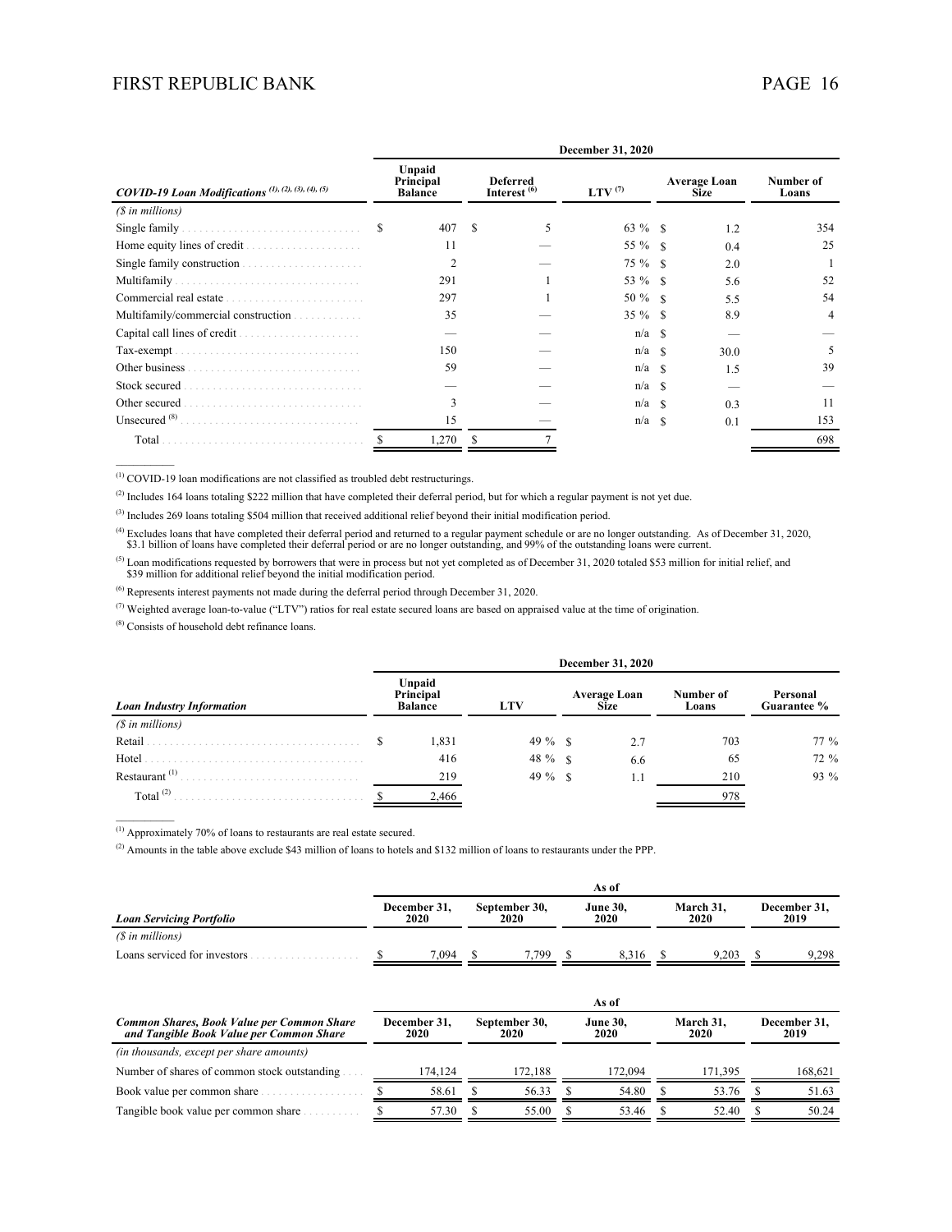| COVID-19 Loan Modifications [1], [2], [3], [4], [5] | December 31, 2020 | | | | |
|---|---|---|---|---|---|
| | Unpaid Principal Balance | Deferred Interest [6] | LTV [7] | Average Loan Size | Number of Loans |
| *($ in millions)* | | | | | |
| Single family | $ 407 | $ 5 | 63 % | $ 1.2 | 354 |
| Home equity lines of credit | 11 | — | 55 % | $ 0.4 | 25 |
| Single family construction | 2 | — | 75 % | $ 2.0 | 1 |
| Multifamily | 291 | 1 | 53 % | $ 5.6 | 52 |
| Commercial real estate | 297 | 1 | 50 % | $ 5.5 | 54 |
| Multifamily/commercial construction | 35 | — | 35 % | $ 8.9 | 4 |
| Capital call lines of credit | — | — | n/a | $ — | — |
| Tax-exempt | 150 | — | n/a | $ 30.0 | 5 |
| Other business | 59 | — | n/a | $ 1.5 | 39 |
| Stock secured | — | — | n/a | $ — | — |
| Other secured | 3 | — | n/a | $ 0.3 | 11 |
| Unsecured [8] | 15 | — | n/a | $ 0.1 | 153 |
| Total | $ 1,270 | $ 7 | | | 698 |

[1] COVID-19 loan modifications are not classified as troubled debt restructurings.

[2] Includes 164 loans totaling $222 million that have completed their deferral period, but for which a regular payment is not yet due.

[3] Includes 269 loans totaling $504 million that received additional relief beyond their initial modification period.

[4] Excludes loans that have completed their deferral period and returned to a regular payment schedule or are no longer outstanding. As of December 31, 2020, $3.1 billion of loans have completed their deferral period or are no longer outstanding, and 99% of the outstanding loans were current.

[5] Loan modifications requested by borrowers that were in process but not yet completed as of December 31, 2020 totaled $53 million for initial relief, and $39 million for additional relief beyond the initial modification period.

[6] Represents interest payments not made during the deferral period through December 31, 2020.

[7] Weighted average loan-to-value ("LTV") ratios for real estate secured loans are based on appraised value at the time of origination.

[8] Consists of household debt refinance loans.

| Loan Industry Information | December 31, 2020 | | | | |
|---|---|---|---|---|---|
| | Unpaid Principal Balance | LTV | Average Loan Size | Number of Loans | Personal Guarantee % |
| *($ in millions)* | | | | | |
| Retail | $ 1,831 | 49 % | $ 2.7 | 703 | 77 % |
| Hotel | 416 | 48 % | $ 6.6 | 65 | 72 % |
| Restaurant [1] | 219 | 49 % | $ 1.1 | 210 | 93 % |
| Total [2] | $ 2,466 | | | 978 | |

[1] Approximately 70% of loans to restaurants are real estate secured.

[2] Amounts in the table above exclude $43 million of loans to hotels and $132 million of loans to restaurants under the PPP.

| Loan Servicing Portfolio | As of | | | | |
|---|---|---|---|---|---|
| | December 31, 2020 | September 30, 2020 | June 30, 2020 | March 31, 2020 | December 31, 2019 |
| *($ in millions)* | | | | | |
| Loans serviced for investors | $ 7,094 | $ 7,799 | $ 8,316 | $ 9,203 | $ 9,298 |

| Common Shares, Book Value per Common Share and Tangible Book Value per Common Share | As of | | | | |
|---|---|---|---|---|---|
| | December 31, 2020 | September 30, 2020 | June 30, 2020 | March 31, 2020 | December 31, 2019 |
| *(in thousands, except per share amounts)* | | | | | |
| Number of shares of common stock outstanding | 174,124 | 172,188 | 172,094 | 171,395 | 168,621 |
| Book value per common share | $ 58.61 | $ 56.33 | $ 54.80 | $ 53.76 | $ 51.63 |
| Tangible book value per common share | $ 57.30 | $ 55.00 | $ 53.46 | $ 52.40 | $ 50.24 |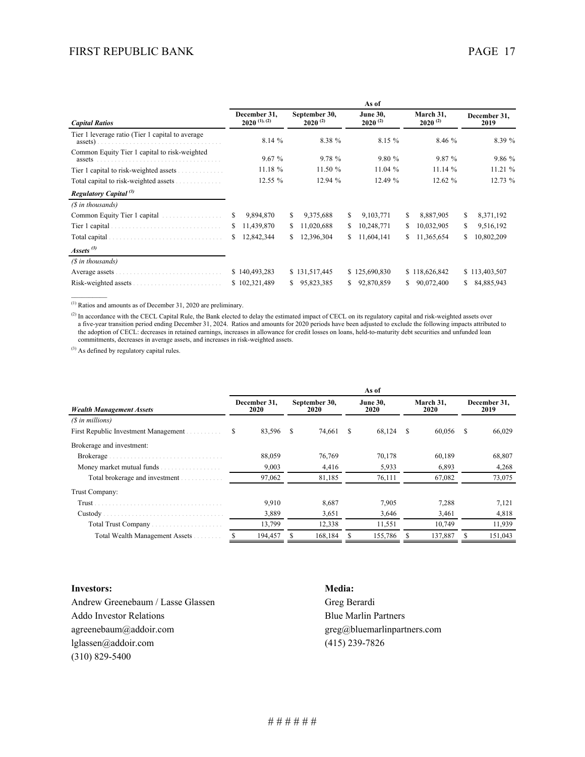| Capital Ratios | As of December 31, 2020 [(1), (2)] | September 30, 2020 [(2)] | June 30, 2020 [(2)] | March 31, 2020 [(2)] | December 31, 2019 |
|---|---|---|---|---|---|
| Tier 1 leverage ratio (Tier 1 capital to average assets) | 8.14 % | 8.38 % | 8.15 % | 8.46 % | 8.39 % |
| Common Equity Tier 1 capital to risk-weighted assets | 9.67 % | 9.78 % | 9.80 % | 9.87 % | 9.86 % |
| Tier 1 capital to risk-weighted assets | 11.18 % | 11.50 % | 11.04 % | 11.14 % | 11.21 % |
| Total capital to risk-weighted assets | 12.55 % | 12.94 % | 12.49 % | 12.62 % | 12.73 % |
| ***Regulatory Capital* [(3)]** | | | | | |
| *($ in thousands)* | | | | | |
| Common Equity Tier 1 capital | $ 9,894,870 | $ 9,375,688 | $ 9,103,771 | $ 8,887,905 | $ 8,371,192 |
| Tier 1 capital | $ 11,439,870 | $ 11,020,688 | $ 10,248,771 | $ 10,032,905 | $ 9,516,192 |
| Total capital | $ 12,842,344 | $ 12,396,304 | $ 11,604,141 | $ 11,365,654 | $ 10,802,209 |
| ***Assets* [(3)]** | | | | | |
| *($ in thousands)* | | | | | |
| Average assets | $ 140,493,283 | $ 131,517,445 | $ 125,690,830 | $ 118,626,842 | $ 113,403,507 |
| Risk-weighted assets | $ 102,321,489 | $ 95,823,385 | $ 92,870,859 | $ 90,072,400 | $ 84,885,943 |

[(1)] Ratios and amounts as of December 31, 2020 are preliminary.

[(2)] In accordance with the CECL Capital Rule, the Bank elected to delay the estimated impact of CECL on its regulatory capital and risk-weighted assets over a five-year transition period ending December 31, 2024. Ratios and amounts for 2020 periods have been adjusted to exclude the following impacts attributed to the adoption of CECL: decreases in retained earnings, increases in allowance for credit losses on loans, held-to-maturity debt securities and unfunded loan commitments, decreases in average assets, and increases in risk-weighted assets.

[(3)] As defined by regulatory capital rules.

| Wealth Management Assets | As of December 31, 2020 | September 30, 2020 | June 30, 2020 | March 31, 2020 | December 31, 2019 |
|---|---|---|---|---|---|
| *($ in millions)* | | | | | |
| First Republic Investment Management | $ 83,596 | $ 74,661 | $ 68,124 | $ 60,056 | $ 66,029 |
| Brokerage and investment: | | | | | |
| Brokerage | 88,059 | 76,769 | 70,178 | 60,189 | 68,807 |
| Money market mutual funds | 9,003 | 4,416 | 5,933 | 6,893 | 4,268 |
| Total brokerage and investment | 97,062 | 81,185 | 76,111 | 67,082 | 73,075 |
| Trust Company: | | | | | |
| Trust | 9,910 | 8,687 | 7,905 | 7,288 | 7,121 |
| Custody | 3,889 | 3,651 | 3,646 | 3,461 | 4,818 |
| Total Trust Company | 13,799 | 12,338 | 11,551 | 10,749 | 11,939 |
| Total Wealth Management Assets | $ 194,457 | $ 168,184 | $ 155,786 | $ 137,887 | $ 151,043 |

**Investors:**
Andrew Greenebaum / Lasse Glassen
Addo Investor Relations
agreenebaum@addoir.com
lglassen@addoir.com
(310) 829-5400

**Media:**
Greg Berardi
Blue Marlin Partners
greg@bluemarlinpartners.com
(415) 239-7826

# # # # # #